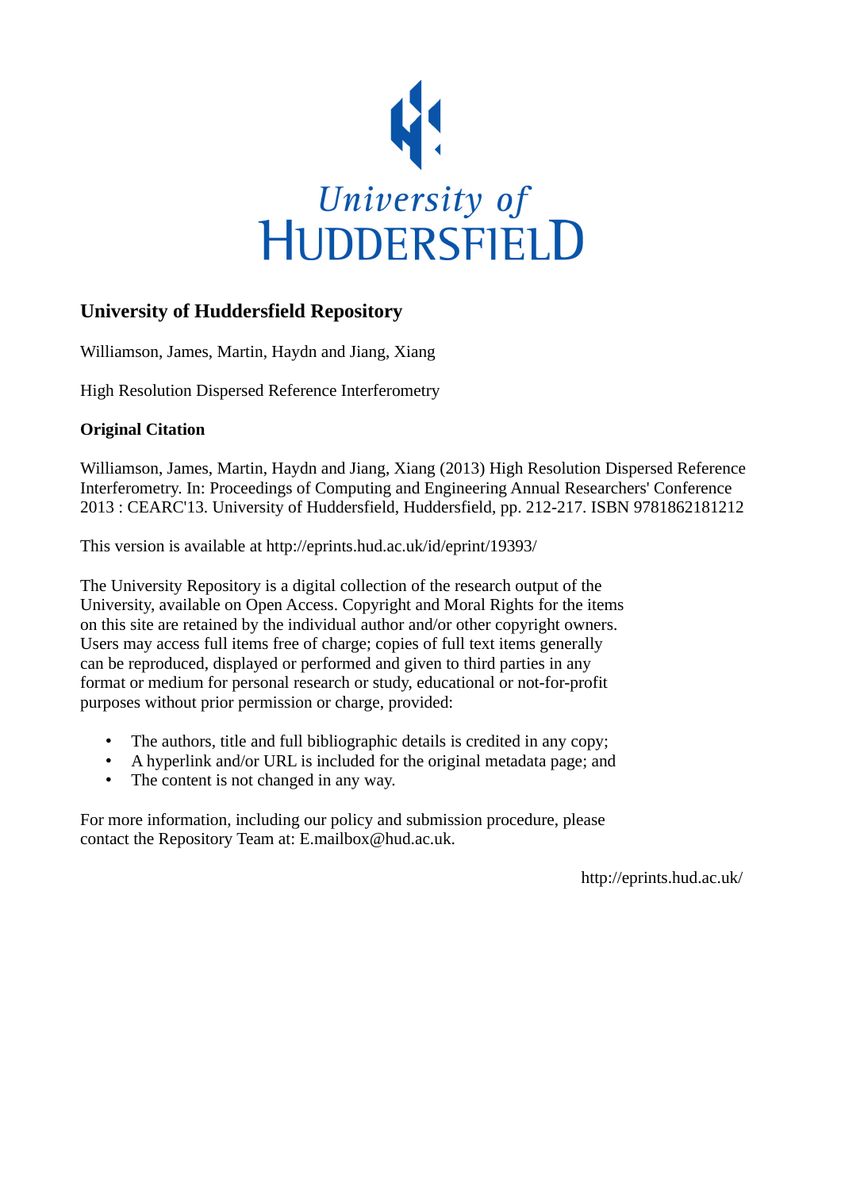University of HUDDERSFIELD

## University of Huddersfield Repository

Williamson, James, Martin, Haydn and Jiang, Xiang

High Resolution Dispersed Reference Interferometry

### Original Citation

Williamson, James, Martin, Haydn and Jiang, Xiang (2013) High Resolution Dispersed Reference Interferometry. In: Proceedings of Computing and Engineering Annual Researchers' Conference 2013 : CEARC'13. University of Huddersfield, Huddersfield, pp. 212-217. ISBN 9781862181212

This version is available at http://eprints.hud.ac.uk/id/eprint/19393/

The University Repository is a digital collection of the research output of the University, available on Open Access. Copyright and Moral Rights for the items on this site are retained by the individual author and/or other copyright owners. Users may access full items free of charge; copies of full text items generally can be reproduced, displayed or performed and given to third parties in any format or medium for personal research or study, educational or not-for-profit purposes without prior permission or charge, provided:

- The authors, title and full bibliographic details is credited in any copy;
- A hyperlink and/or URL is included for the original metadata page; and
- The content is not changed in any way.

For more information, including our policy and submission procedure, please contact the Repository Team at: E.mailbox@hud.ac.uk.

http://eprints.hud.ac.uk/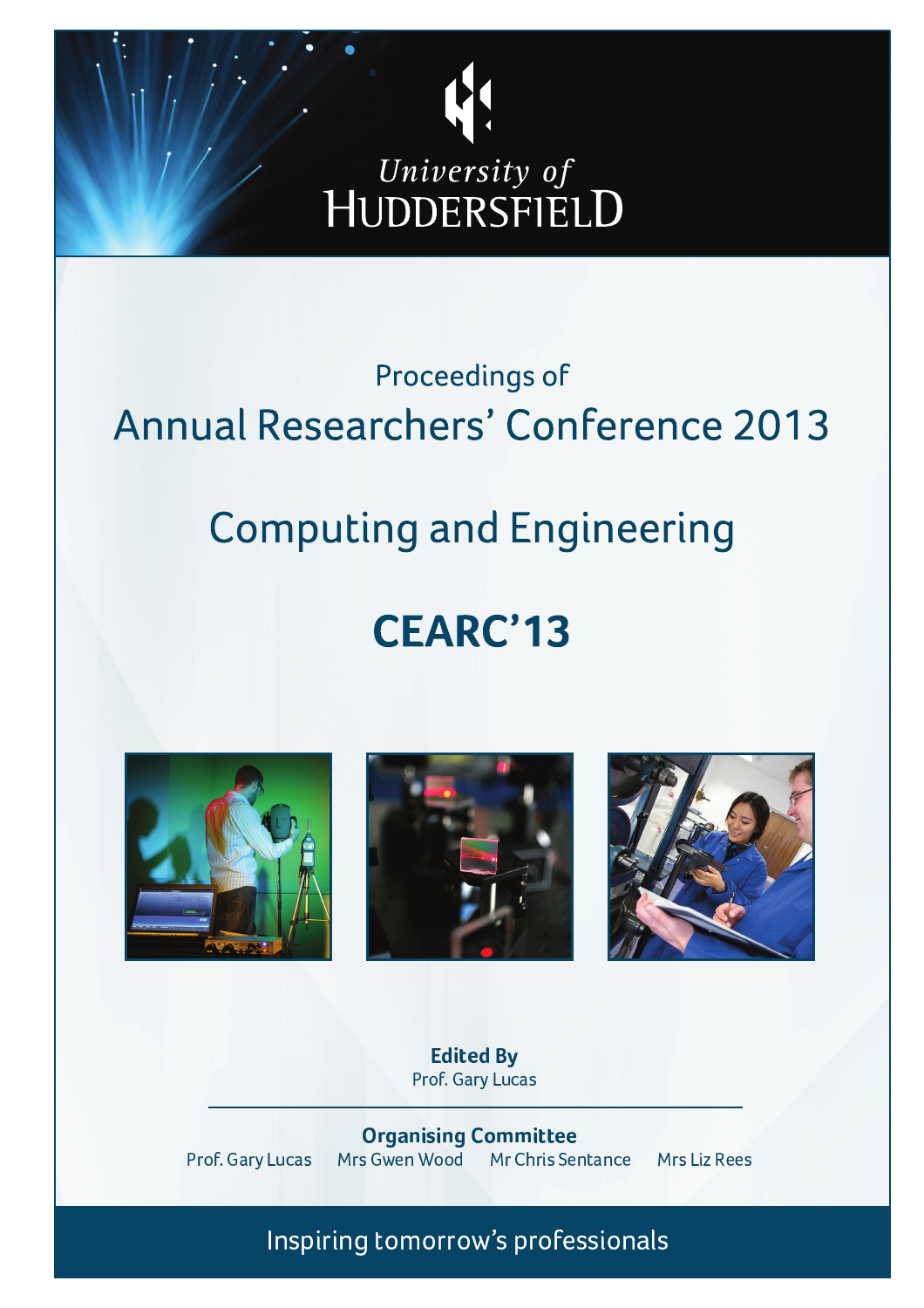University of
HUDDERSFIELD

Proceedings of

# Annual Researchers' Conference 2013

## Computing and Engineering

## CEARC'13

**Edited By**
Prof. Gary Lucas

**Organising Committee**
Prof. Gary Lucas   Mrs Gwen Wood   Mr Chris Sentance   Mrs Liz Rees

Inspiring tomorrow's professionals